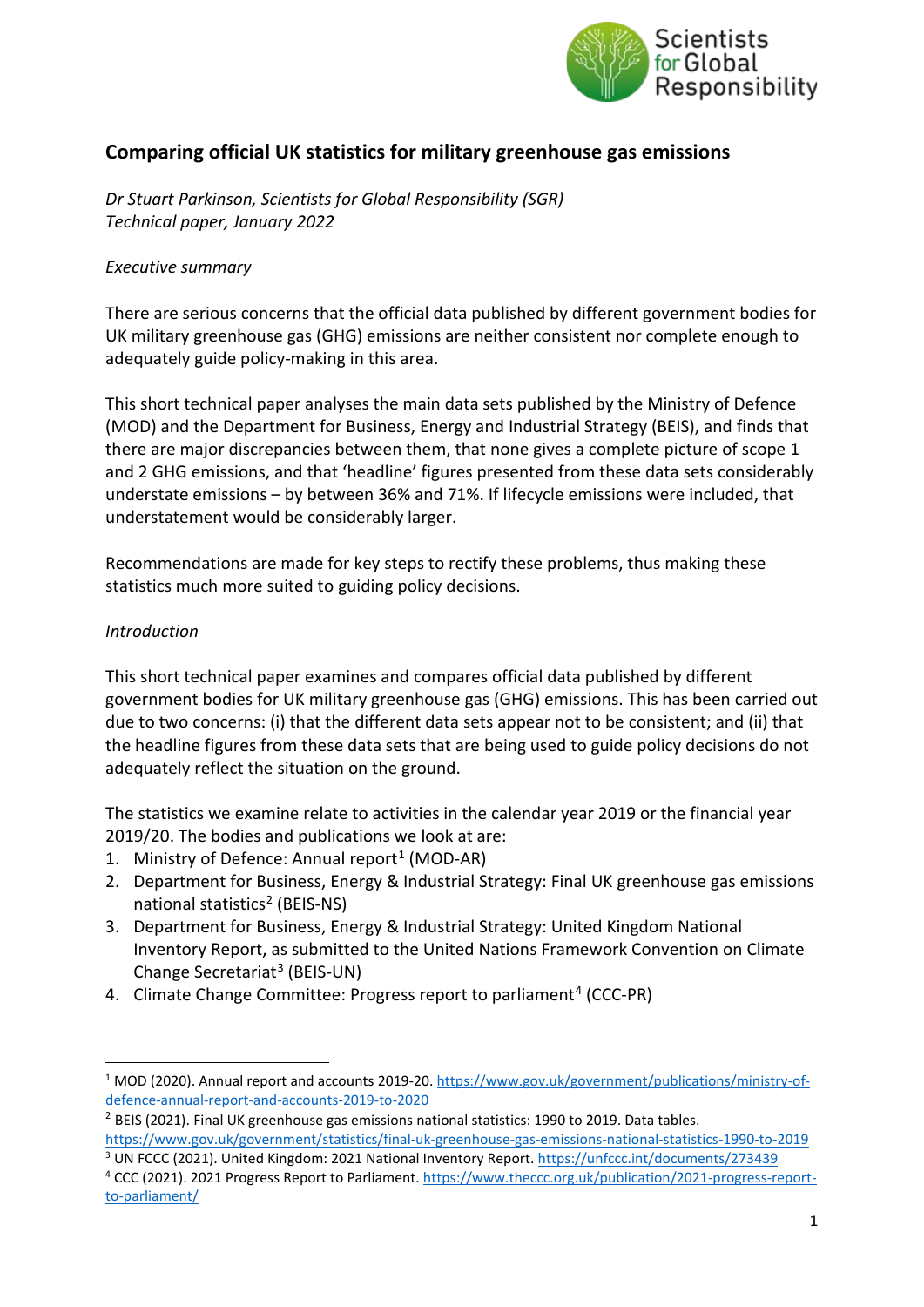Scientists for Global Responsibility

# Comparing official UK statistics for military greenhouse gas emissions

*Dr Stuart Parkinson, Scientists for Global Responsibility (SGR)*
*Technical paper, January 2022*

*Executive summary*

There are serious concerns that the official data published by different government bodies for UK military greenhouse gas (GHG) emissions are neither consistent nor complete enough to adequately guide policy-making in this area.

This short technical paper analyses the main data sets published by the Ministry of Defence (MOD) and the Department for Business, Energy and Industrial Strategy (BEIS), and finds that there are major discrepancies between them, that none gives a complete picture of scope 1 and 2 GHG emissions, and that 'headline' figures presented from these data sets considerably understate emissions – by between 36% and 71%. If lifecycle emissions were included, that understatement would be considerably larger.

Recommendations are made for key steps to rectify these problems, thus making these statistics much more suited to guiding policy decisions.

*Introduction*

This short technical paper examines and compares official data published by different government bodies for UK military greenhouse gas (GHG) emissions. This has been carried out due to two concerns: (i) that the different data sets appear not to be consistent; and (ii) that the headline figures from these data sets that are being used to guide policy decisions do not adequately reflect the situation on the ground.

The statistics we examine relate to activities in the calendar year 2019 or the financial year 2019/20. The bodies and publications we look at are:

1. Ministry of Defence: Annual report[1] (MOD-AR)
2. Department for Business, Energy & Industrial Strategy: Final UK greenhouse gas emissions national statistics[2] (BEIS-NS)
3. Department for Business, Energy & Industrial Strategy: United Kingdom National Inventory Report, as submitted to the United Nations Framework Convention on Climate Change Secretariat[3] (BEIS-UN)
4. Climate Change Committee: Progress report to parliament[4] (CCC-PR)

---

[1] MOD (2020). Annual report and accounts 2019-20. https://www.gov.uk/government/publications/ministry-of-defence-annual-report-and-accounts-2019-to-2020

[2] BEIS (2021). Final UK greenhouse gas emissions national statistics: 1990 to 2019. Data tables. https://www.gov.uk/government/statistics/final-uk-greenhouse-gas-emissions-national-statistics-1990-to-2019

[3] UN FCCC (2021). United Kingdom: 2021 National Inventory Report. https://unfccc.int/documents/273439

[4] CCC (2021). 2021 Progress Report to Parliament. https://www.theccc.org.uk/publication/2021-progress-report-to-parliament/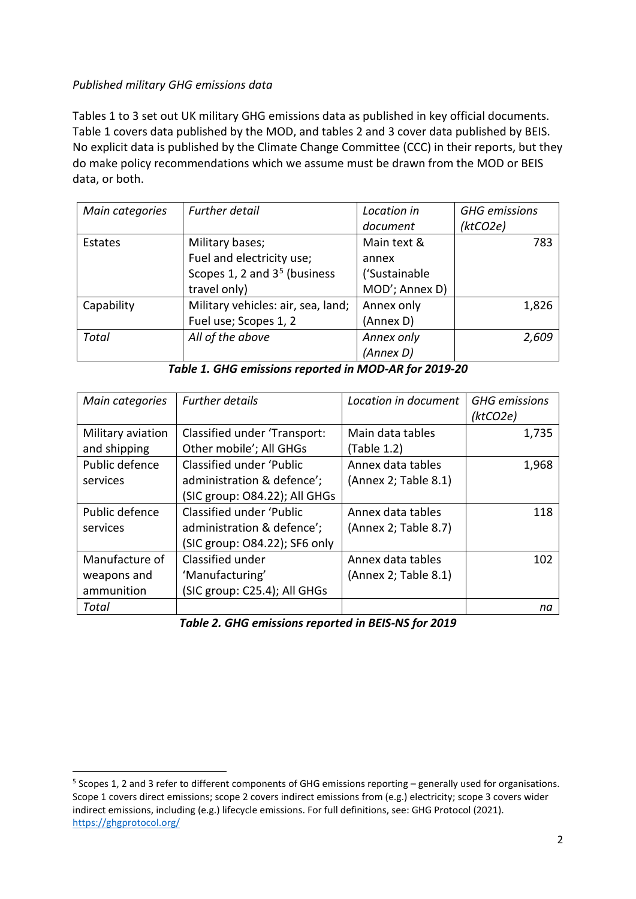*Published military GHG emissions data*

Tables 1 to 3 set out UK military GHG emissions data as published in key official documents. Table 1 covers data published by the MOD, and tables 2 and 3 cover data published by BEIS. No explicit data is published by the Climate Change Committee (CCC) in their reports, but they do make policy recommendations which we assume must be drawn from the MOD or BEIS data, or both.

| *Main categories* | *Further detail* | *Location in document* | *GHG emissions (ktCO2e)* |
|---|---|---|---|
| Estates | Military bases; Fuel and electricity use; Scopes 1, 2 and 3[5] (business travel only) | Main text & annex ('Sustainable MOD'; Annex D) | 783 |
| Capability | Military vehicles: air, sea, land; Fuel use; Scopes 1, 2 | Annex only (Annex D) | 1,826 |
| *Total* | *All of the above* | *Annex only (Annex D)* | *2,609* |

***Table 1. GHG emissions reported in MOD-AR for 2019-20***

| *Main categories* | *Further details* | *Location in document* | *GHG emissions (ktCO2e)* |
|---|---|---|---|
| Military aviation and shipping | Classified under 'Transport: Other mobile'; All GHGs | Main data tables (Table 1.2) | 1,735 |
| Public defence services | Classified under 'Public administration & defence'; (SIC group: O84.22); All GHGs | Annex data tables (Annex 2; Table 8.1) | 1,968 |
| Public defence services | Classified under 'Public administration & defence'; (SIC group: O84.22); SF6 only | Annex data tables (Annex 2; Table 8.7) | 118 |
| Manufacture of weapons and ammunition | Classified under 'Manufacturing' (SIC group: C25.4); All GHGs | Annex data tables (Annex 2; Table 8.1) | 102 |
| *Total* | | | *na* |

***Table 2. GHG emissions reported in BEIS-NS for 2019***

[5] Scopes 1, 2 and 3 refer to different components of GHG emissions reporting – generally used for organisations. Scope 1 covers direct emissions; scope 2 covers indirect emissions from (e.g.) electricity; scope 3 covers wider indirect emissions, including (e.g.) lifecycle emissions. For full definitions, see: GHG Protocol (2021). https://ghgprotocol.org/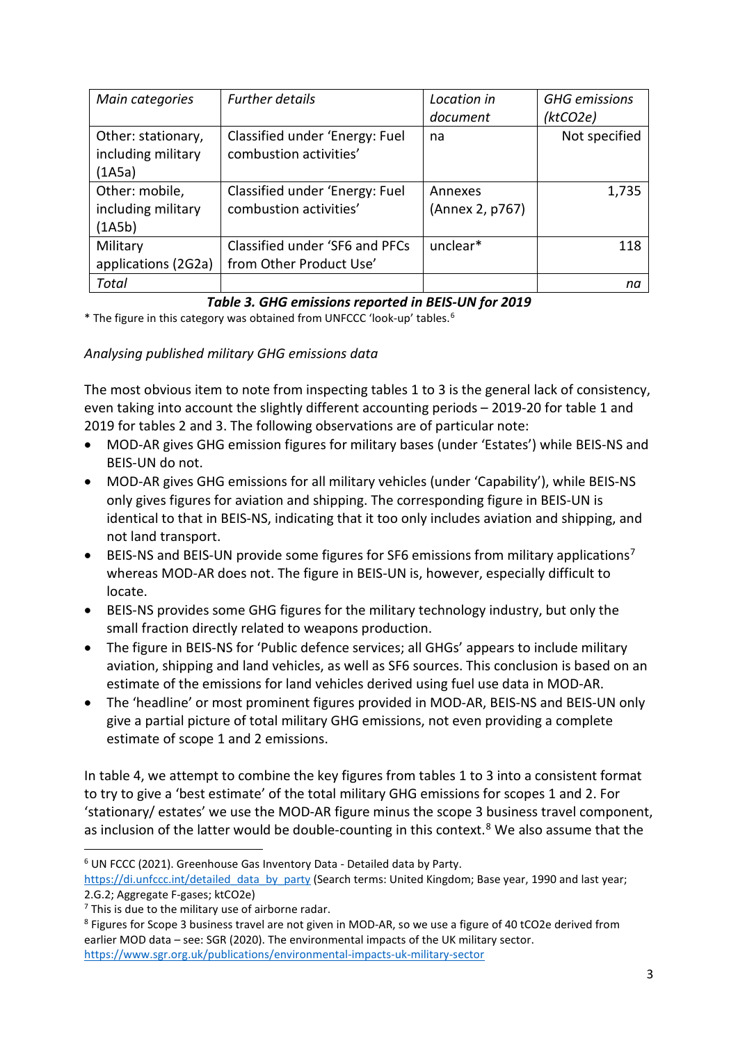| *Main categories* | *Further details* | *Location in document* | *GHG emissions (ktCO2e)* |
|---|---|---|---|
| Other: stationary, including military (1A5a) | Classified under 'Energy: Fuel combustion activities' | na | Not specified |
| Other: mobile, including military (1A5b) | Classified under 'Energy: Fuel combustion activities' | Annexes (Annex 2, p767) | 1,735 |
| Military applications (2G2a) | Classified under 'SF6 and PFCs from Other Product Use' | unclear* | 118 |
| *Total* | | | *na* |

***Table 3. GHG emissions reported in BEIS-UN for 2019***

\* The figure in this category was obtained from UNFCCC 'look-up' tables.[6]

*Analysing published military GHG emissions data*

The most obvious item to note from inspecting tables 1 to 3 is the general lack of consistency, even taking into account the slightly different accounting periods – 2019-20 for table 1 and 2019 for tables 2 and 3. The following observations are of particular note:

- MOD-AR gives GHG emission figures for military bases (under 'Estates') while BEIS-NS and BEIS-UN do not.
- MOD-AR gives GHG emissions for all military vehicles (under 'Capability'), while BEIS-NS only gives figures for aviation and shipping. The corresponding figure in BEIS-UN is identical to that in BEIS-NS, indicating that it too only includes aviation and shipping, and not land transport.
- BEIS-NS and BEIS-UN provide some figures for SF6 emissions from military applications[7] whereas MOD-AR does not. The figure in BEIS-UN is, however, especially difficult to locate.
- BEIS-NS provides some GHG figures for the military technology industry, but only the small fraction directly related to weapons production.
- The figure in BEIS-NS for 'Public defence services; all GHGs' appears to include military aviation, shipping and land vehicles, as well as SF6 sources. This conclusion is based on an estimate of the emissions for land vehicles derived using fuel use data in MOD-AR.
- The 'headline' or most prominent figures provided in MOD-AR, BEIS-NS and BEIS-UN only give a partial picture of total military GHG emissions, not even providing a complete estimate of scope 1 and 2 emissions.

In table 4, we attempt to combine the key figures from tables 1 to 3 into a consistent format to try to give a 'best estimate' of the total military GHG emissions for scopes 1 and 2. For 'stationary/ estates' we use the MOD-AR figure minus the scope 3 business travel component, as inclusion of the latter would be double-counting in this context.[8] We also assume that the

---

[6] UN FCCC (2021). Greenhouse Gas Inventory Data - Detailed data by Party. https://di.unfccc.int/detailed_data_by_party (Search terms: United Kingdom; Base year, 1990 and last year; 2.G.2; Aggregate F-gases; ktCO2e)

[7] This is due to the military use of airborne radar.

[8] Figures for Scope 3 business travel are not given in MOD-AR, so we use a figure of 40 tCO2e derived from earlier MOD data – see: SGR (2020). The environmental impacts of the UK military sector. https://www.sgr.org.uk/publications/environmental-impacts-uk-military-sector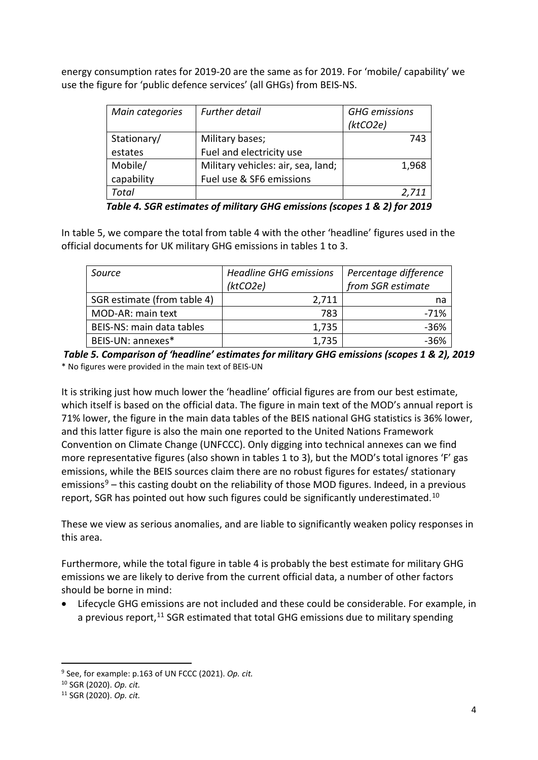energy consumption rates for 2019-20 are the same as for 2019. For 'mobile/ capability' we use the figure for 'public defence services' (all GHGs) from BEIS-NS.

| *Main categories* | *Further detail* | *GHG emissions (ktCO2e)* |
|---|---|---|
| Stationary/ estates | Military bases; Fuel and electricity use | 743 |
| Mobile/ capability | Military vehicles: air, sea, land; Fuel use & SF6 emissions | 1,968 |
| *Total* | | *2,711* |

***Table 4. SGR estimates of military GHG emissions (scopes 1 & 2) for 2019***

In table 5, we compare the total from table 4 with the other 'headline' figures used in the official documents for UK military GHG emissions in tables 1 to 3.

| *Source* | *Headline GHG emissions (ktCO2e)* | *Percentage difference from SGR estimate* |
|---|---|---|
| SGR estimate (from table 4) | 2,711 | na |
| MOD-AR: main text | 783 | -71% |
| BEIS-NS: main data tables | 1,735 | -36% |
| BEIS-UN: annexes* | 1,735 | -36% |

***Table 5. Comparison of 'headline' estimates for military GHG emissions (scopes 1 & 2), 2019***

\* No figures were provided in the main text of BEIS-UN

It is striking just how much lower the 'headline' official figures are from our best estimate, which itself is based on the official data. The figure in main text of the MOD's annual report is 71% lower, the figure in the main data tables of the BEIS national GHG statistics is 36% lower, and this latter figure is also the main one reported to the United Nations Framework Convention on Climate Change (UNFCCC). Only digging into technical annexes can we find more representative figures (also shown in tables 1 to 3), but the MOD's total ignores 'F' gas emissions, while the BEIS sources claim there are no robust figures for estates/ stationary emissions[9] – this casting doubt on the reliability of those MOD figures. Indeed, in a previous report, SGR has pointed out how such figures could be significantly underestimated.[10]

These we view as serious anomalies, and are liable to significantly weaken policy responses in this area.

Furthermore, while the total figure in table 4 is probably the best estimate for military GHG emissions we are likely to derive from the current official data, a number of other factors should be borne in mind:

- Lifecycle GHG emissions are not included and these could be considerable. For example, in a previous report,[11] SGR estimated that total GHG emissions due to military spending

---

[9] See, for example: p.163 of UN FCCC (2021). *Op. cit.*

[10] SGR (2020). *Op. cit.*

[11] SGR (2020). *Op. cit.*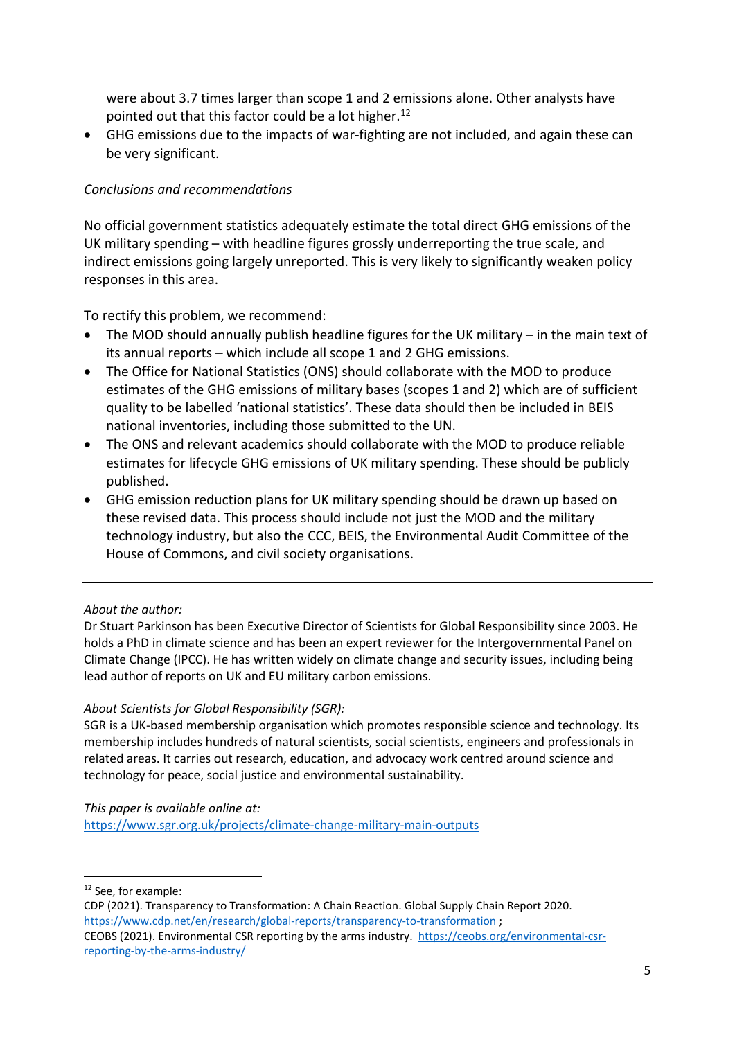were about 3.7 times larger than scope 1 and 2 emissions alone. Other analysts have pointed out that this factor could be a lot higher.[12]

- GHG emissions due to the impacts of war-fighting are not included, and again these can be very significant.

*Conclusions and recommendations*

No official government statistics adequately estimate the total direct GHG emissions of the UK military spending – with headline figures grossly underreporting the true scale, and indirect emissions going largely unreported. This is very likely to significantly weaken policy responses in this area.

To rectify this problem, we recommend:

- The MOD should annually publish headline figures for the UK military – in the main text of its annual reports – which include all scope 1 and 2 GHG emissions.
- The Office for National Statistics (ONS) should collaborate with the MOD to produce estimates of the GHG emissions of military bases (scopes 1 and 2) which are of sufficient quality to be labelled 'national statistics'. These data should then be included in BEIS national inventories, including those submitted to the UN.
- The ONS and relevant academics should collaborate with the MOD to produce reliable estimates for lifecycle GHG emissions of UK military spending. These should be publicly published.
- GHG emission reduction plans for UK military spending should be drawn up based on these revised data. This process should include not just the MOD and the military technology industry, but also the CCC, BEIS, the Environmental Audit Committee of the House of Commons, and civil society organisations.

---

*About the author:*

Dr Stuart Parkinson has been Executive Director of Scientists for Global Responsibility since 2003. He holds a PhD in climate science and has been an expert reviewer for the Intergovernmental Panel on Climate Change (IPCC). He has written widely on climate change and security issues, including being lead author of reports on UK and EU military carbon emissions.

*About Scientists for Global Responsibility (SGR):*

SGR is a UK-based membership organisation which promotes responsible science and technology. Its membership includes hundreds of natural scientists, social scientists, engineers and professionals in related areas. It carries out research, education, and advocacy work centred around science and technology for peace, social justice and environmental sustainability.

*This paper is available online at:*

https://www.sgr.org.uk/projects/climate-change-military-main-outputs

---

[12] See, for example:
CDP (2021). Transparency to Transformation: A Chain Reaction. Global Supply Chain Report 2020. https://www.cdp.net/en/research/global-reports/transparency-to-transformation ;
CEOBS (2021). Environmental CSR reporting by the arms industry. https://ceobs.org/environmental-csr-reporting-by-the-arms-industry/